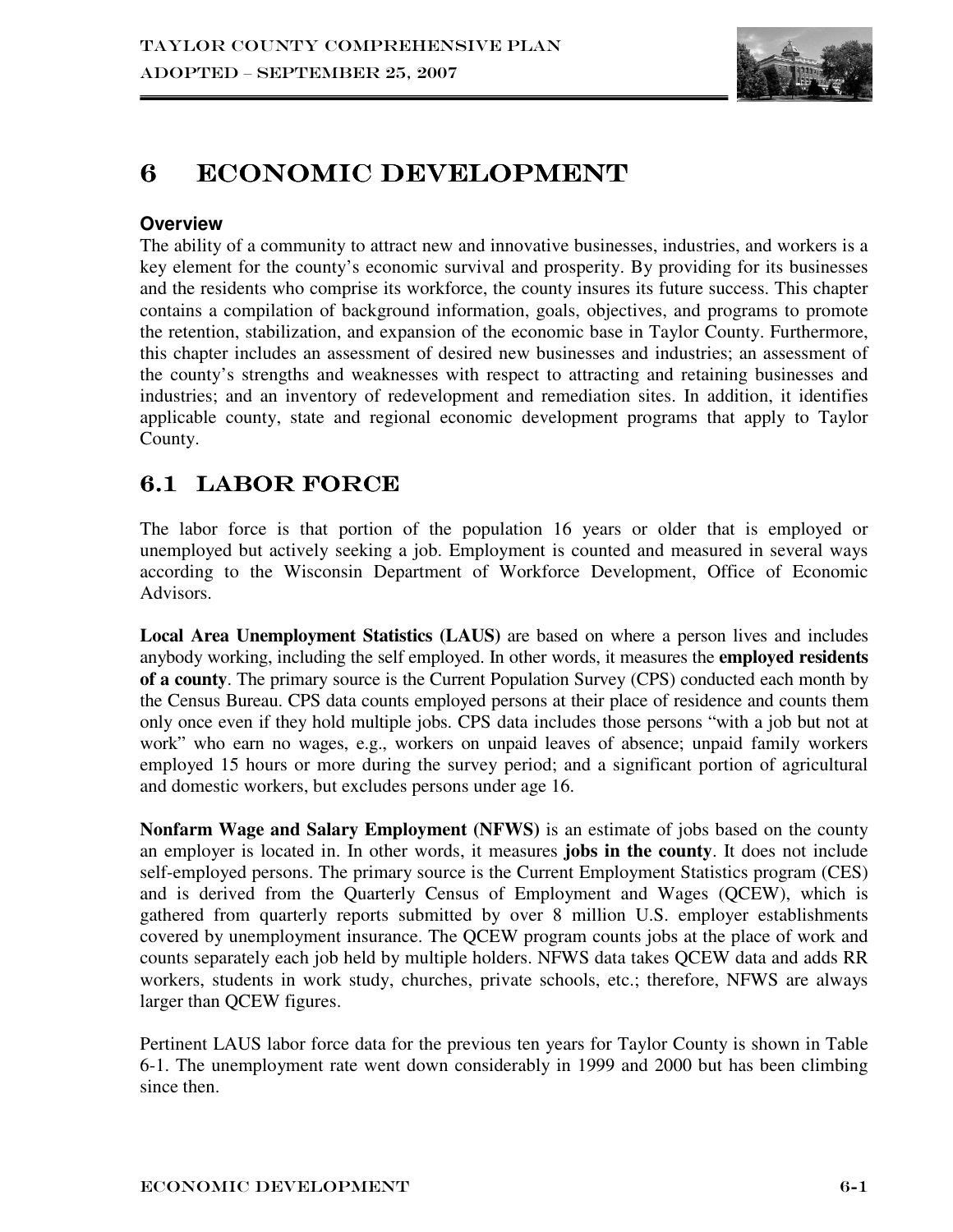# 6 ECONOMIC DEVELOPMENT

### Overview

The ability of a community to attract new and innovative businesses, industries, and workers is a key element for the county's economic survival and prosperity. By providing for its businesses and the residents who comprise its workforce, the county insures its future success. This chapter contains a compilation of background information, goals, objectives, and programs to promote the retention, stabilization, and expansion of the economic base in Taylor County. Furthermore, this chapter includes an assessment of desired new businesses and industries; an assessment of the county's strengths and weaknesses with respect to attracting and retaining businesses and industries; and an inventory of redevelopment and remediation sites. In addition, it identifies applicable county, state and regional economic development programs that apply to Taylor County.

## 6.1 LABOR FORCE

The labor force is that portion of the population 16 years or older that is employed or unemployed but actively seeking a job. Employment is counted and measured in several ways according to the Wisconsin Department of Workforce Development, Office of Economic Advisors.

**Local Area Unemployment Statistics (LAUS)** are based on where a person lives and includes anybody working, including the self employed. In other words, it measures the **employed residents of a county**. The primary source is the Current Population Survey (CPS) conducted each month by the Census Bureau. CPS data counts employed persons at their place of residence and counts them only once even if they hold multiple jobs. CPS data includes those persons "with a job but not at work" who earn no wages, e.g., workers on unpaid leaves of absence; unpaid family workers employed 15 hours or more during the survey period; and a significant portion of agricultural and domestic workers, but excludes persons under age 16.

**Nonfarm Wage and Salary Employment (NFWS)** is an estimate of jobs based on the county an employer is located in. In other words, it measures **jobs in the county**. It does not include self-employed persons. The primary source is the Current Employment Statistics program (CES) and is derived from the Quarterly Census of Employment and Wages (QCEW), which is gathered from quarterly reports submitted by over 8 million U.S. employer establishments covered by unemployment insurance. The QCEW program counts jobs at the place of work and counts separately each job held by multiple holders. NFWS data takes QCEW data and adds RR workers, students in work study, churches, private schools, etc.; therefore, NFWS are always larger than QCEW figures.

Pertinent LAUS labor force data for the previous ten years for Taylor County is shown in Table 6-1. The unemployment rate went down considerably in 1999 and 2000 but has been climbing since then.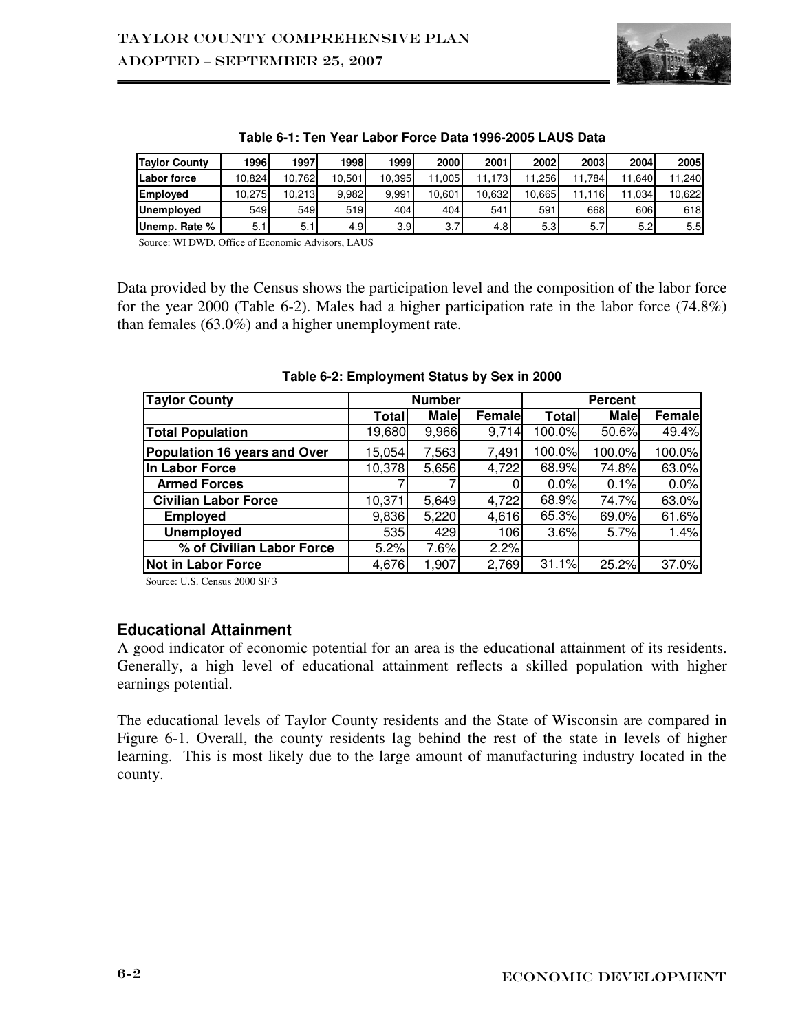**Table 6-1: Ten Year Labor Force Data 1996-2005 LAUS Data**

| Taylor County | 1996 | 1997 | 1998 | 1999 | 2000 | 2001 | 2002 | 2003 | 2004 | 2005 |
|---|---|---|---|---|---|---|---|---|---|---|
| Labor force | 10,824 | 10,762 | 10,501 | 10,395 | 11,005 | 11,173 | 11,256 | 11,784 | 11,640 | 11,240 |
| Employed | 10,275 | 10,213 | 9,982 | 9,991 | 10,601 | 10,632 | 10,665 | 11,116 | 11,034 | 10,622 |
| Unemployed | 549 | 549 | 519 | 404 | 404 | 541 | 591 | 668 | 606 | 618 |
| Unemp. Rate % | 5.1 | 5.1 | 4.9 | 3.9 | 3.7 | 4.8 | 5.3 | 5.7 | 5.2 | 5.5 |

Source: WI DWD, Office of Economic Advisors, LAUS

Data provided by the Census shows the participation level and the composition of the labor force for the year 2000 (Table 6-2). Males had a higher participation rate in the labor force (74.8%) than females (63.0%) and a higher unemployment rate.

**Table 6-2: Employment Status by Sex in 2000**

| Taylor County | Number | | | Percent | | |
|---|---|---|---|---|---|---|
| | Total | Male | Female | Total | Male | Female |
| **Total Population** | 19,680 | 9,966 | 9,714 | 100.0% | 50.6% | 49.4% |
| **Population 16 years and Over** | 15,054 | 7,563 | 7,491 | 100.0% | 100.0% | 100.0% |
| **In Labor Force** | 10,378 | 5,656 | 4,722 | 68.9% | 74.8% | 63.0% |
| **Armed Forces** | 7 | 7 | 0 | 0.0% | 0.1% | 0.0% |
| **Civilian Labor Force** | 10,371 | 5,649 | 4,722 | 68.9% | 74.7% | 63.0% |
| **Employed** | 9,836 | 5,220 | 4,616 | 65.3% | 69.0% | 61.6% |
| **Unemployed** | 535 | 429 | 106 | 3.6% | 5.7% | 1.4% |
| **% of Civilian Labor Force** | 5.2% | 7.6% | 2.2% | | | |
| **Not in Labor Force** | 4,676 | 1,907 | 2,769 | 31.1% | 25.2% | 37.0% |

Source: U.S. Census 2000 SF 3

## Educational Attainment

A good indicator of economic potential for an area is the educational attainment of its residents. Generally, a high level of educational attainment reflects a skilled population with higher earnings potential.

The educational levels of Taylor County residents and the State of Wisconsin are compared in Figure 6-1. Overall, the county residents lag behind the rest of the state in levels of higher learning. This is most likely due to the large amount of manufacturing industry located in the county.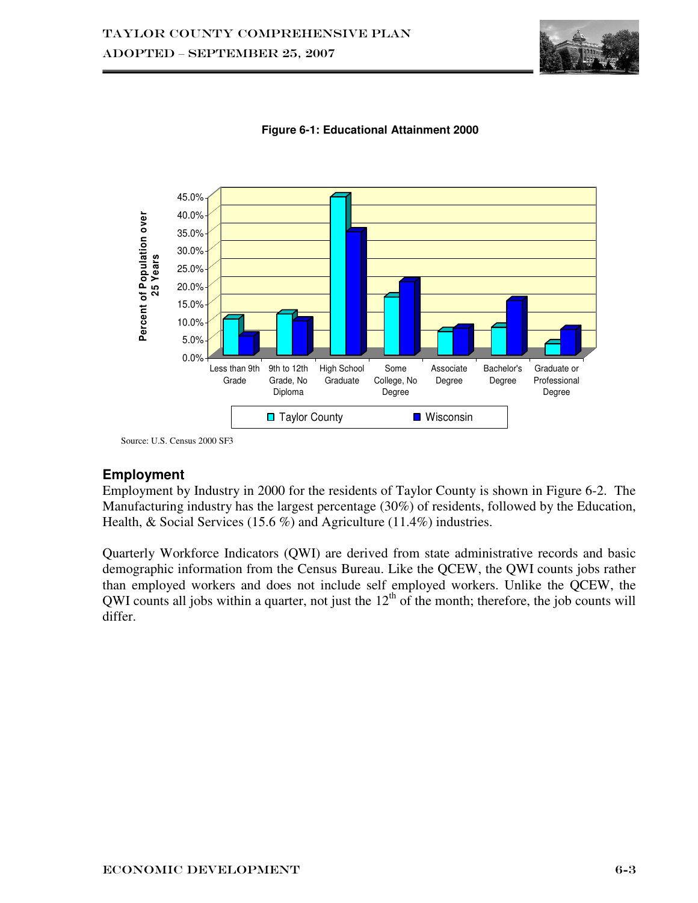**Figure 6-1: Educational Attainment 2000**

Source: U.S. Census 2000 SF3

## Employment

Employment by Industry in 2000 for the residents of Taylor County is shown in Figure 6-2. The Manufacturing industry has the largest percentage (30%) of residents, followed by the Education, Health, & Social Services (15.6 %) and Agriculture (11.4%) industries.

Quarterly Workforce Indicators (QWI) are derived from state administrative records and basic demographic information from the Census Bureau. Like the QCEW, the QWI counts jobs rather than employed workers and does not include self employed workers. Unlike the QCEW, the QWI counts all jobs within a quarter, not just the 12th of the month; therefore, the job counts will differ.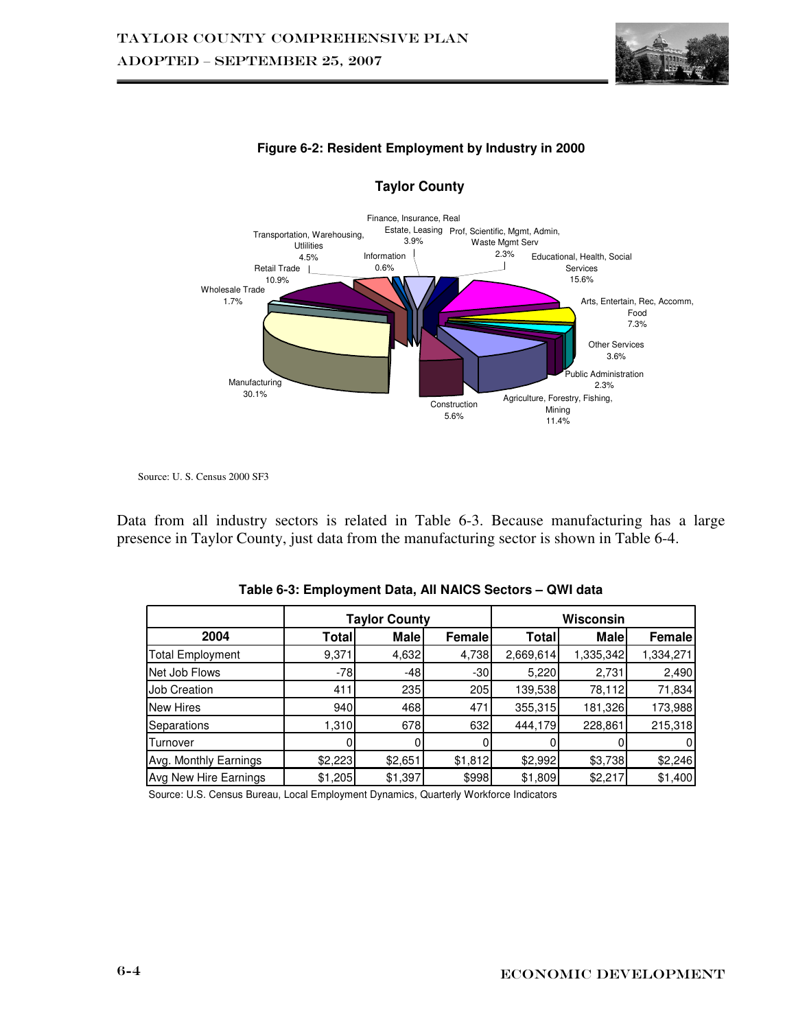**Figure 6-2: Resident Employment by Industry in 2000**

**Taylor County**

Finance, Insurance, Real Estate, Leasing 3.9%
Prof, Scientific, Mgmt, Admin, Waste Mgmt Serv 2.3%
Transportation, Warehousing, Utilities 4.5%
Information 0.6%
Educational, Health, Social Services 15.6%
Retail Trade 10.9%
Wholesale Trade 1.7%
Arts, Entertain, Rec, Accomm, Food 7.3%
Other Services 3.6%
Public Administration 2.3%
Manufacturing 30.1%
Agriculture, Forestry, Fishing, Mining 11.4%
Construction 5.6%

Source: U. S. Census 2000 SF3

Data from all industry sectors is related in Table 6-3. Because manufacturing has a large presence in Taylor County, just data from the manufacturing sector is shown in Table 6-4.

**Table 6-3: Employment Data, All NAICS Sectors – QWI data**

| | Taylor County | | | Wisconsin | | |
|---|---|---|---|---|---|---|
| **2004** | **Total** | **Male** | **Female** | **Total** | **Male** | **Female** |
| Total Employment | 9,371 | 4,632 | 4,738 | 2,669,614 | 1,335,342 | 1,334,271 |
| Net Job Flows | -78 | -48 | -30 | 5,220 | 2,731 | 2,490 |
| Job Creation | 411 | 235 | 205 | 139,538 | 78,112 | 71,834 |
| New Hires | 940 | 468 | 471 | 355,315 | 181,326 | 173,988 |
| Separations | 1,310 | 678 | 632 | 444,179 | 228,861 | 215,318 |
| Turnover | 0 | 0 | 0 | 0 | 0 | 0 |
| Avg. Monthly Earnings | $2,223 | $2,651 | $1,812 | $2,992 | $3,738 | $2,246 |
| Avg New Hire Earnings | $1,205 | $1,397 | $998 | $1,809 | $2,217 | $1,400 |

Source: U.S. Census Bureau, Local Employment Dynamics, Quarterly Workforce Indicators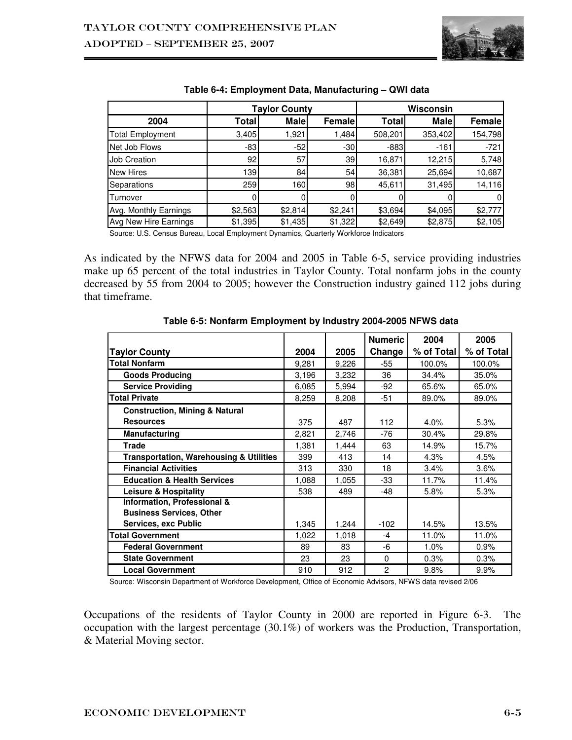**Table 6-4: Employment Data, Manufacturing – QWI data**

| | Taylor County | | | Wisconsin | | |
|---|---|---|---|---|---|---|
| 2004 | Total | Male | Female | Total | Male | Female |
| Total Employment | 3,405 | 1,921 | 1,484 | 508,201 | 353,402 | 154,798 |
| Net Job Flows | -83 | -52 | -30 | -883 | -161 | -721 |
| Job Creation | 92 | 57 | 39 | 16,871 | 12,215 | 5,748 |
| New Hires | 139 | 84 | 54 | 36,381 | 25,694 | 10,687 |
| Separations | 259 | 160 | 98 | 45,611 | 31,495 | 14,116 |
| Turnover | 0 | 0 | 0 | 0 | 0 | 0 |
| Avg. Monthly Earnings | $2,563 | $2,814 | $2,241 | $3,694 | $4,095 | $2,777 |
| Avg New Hire Earnings | $1,395 | $1,435 | $1,322 | $2,649 | $2,875 | $2,105 |

Source: U.S. Census Bureau, Local Employment Dynamics, Quarterly Workforce Indicators

As indicated by the NFWS data for 2004 and 2005 in Table 6-5, service providing industries make up 65 percent of the total industries in Taylor County. Total nonfarm jobs in the county decreased by 55 from 2004 to 2005; however the Construction industry gained 112 jobs during that timeframe.

**Table 6-5: Nonfarm Employment by Industry 2004-2005 NFWS data**

| Taylor County | 2004 | 2005 | Numeric Change | 2004 % of Total | 2005 % of Total |
|---|---|---|---|---|---|
| **Total Nonfarm** | 9,281 | 9,226 | -55 | 100.0% | 100.0% |
| **Goods Producing** | 3,196 | 3,232 | 36 | 34.4% | 35.0% |
| **Service Providing** | 6,085 | 5,994 | -92 | 65.6% | 65.0% |
| **Total Private** | 8,259 | 8,208 | -51 | 89.0% | 89.0% |
| **Construction, Mining & Natural Resources** | 375 | 487 | 112 | 4.0% | 5.3% |
| **Manufacturing** | 2,821 | 2,746 | -76 | 30.4% | 29.8% |
| **Trade** | 1,381 | 1,444 | 63 | 14.9% | 15.7% |
| **Transportation, Warehousing & Utilities** | 399 | 413 | 14 | 4.3% | 4.5% |
| **Financial Activities** | 313 | 330 | 18 | 3.4% | 3.6% |
| **Education & Health Services** | 1,088 | 1,055 | -33 | 11.7% | 11.4% |
| **Leisure & Hospitality** | 538 | 489 | -48 | 5.8% | 5.3% |
| **Information, Professional & Business Services, Other Services, exc Public** | 1,345 | 1,244 | -102 | 14.5% | 13.5% |
| **Total Government** | 1,022 | 1,018 | -4 | 11.0% | 11.0% |
| **Federal Government** | 89 | 83 | -6 | 1.0% | 0.9% |
| **State Government** | 23 | 23 | 0 | 0.3% | 0.3% |
| **Local Government** | 910 | 912 | 2 | 9.8% | 9.9% |

Source: Wisconsin Department of Workforce Development, Office of Economic Advisors, NFWS data revised 2/06

Occupations of the residents of Taylor County in 2000 are reported in Figure 6-3. The occupation with the largest percentage (30.1%) of workers was the Production, Transportation, & Material Moving sector.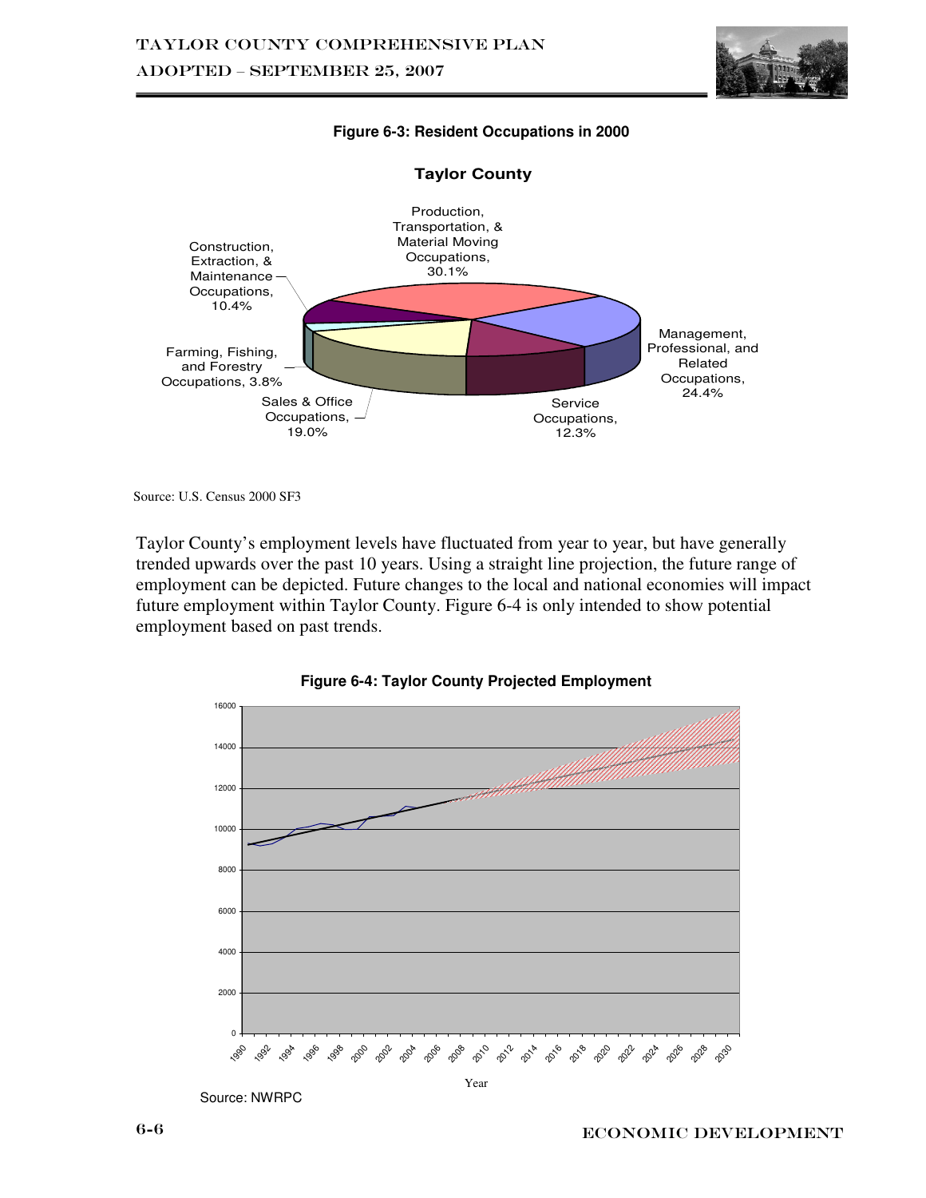**Figure 6-3: Resident Occupations in 2000**

**Taylor County**

- Production, Transportation, & Material Moving Occupations, 30.1%
- Management, Professional, and Related Occupations, 24.4%
- Service Occupations, 12.3%
- Sales & Office Occupations, 19.0%
- Farming, Fishing, and Forestry Occupations, 3.8%
- Construction, Extraction, & Maintenance Occupations, 10.4%

Source: U.S. Census 2000 SF3

Taylor County's employment levels have fluctuated from year to year, but have generally trended upwards over the past 10 years. Using a straight line projection, the future range of employment can be depicted. Future changes to the local and national economies will impact future employment within Taylor County. Figure 6-4 is only intended to show potential employment based on past trends.

**Figure 6-4: Taylor County Projected Employment**

Source: NWRPC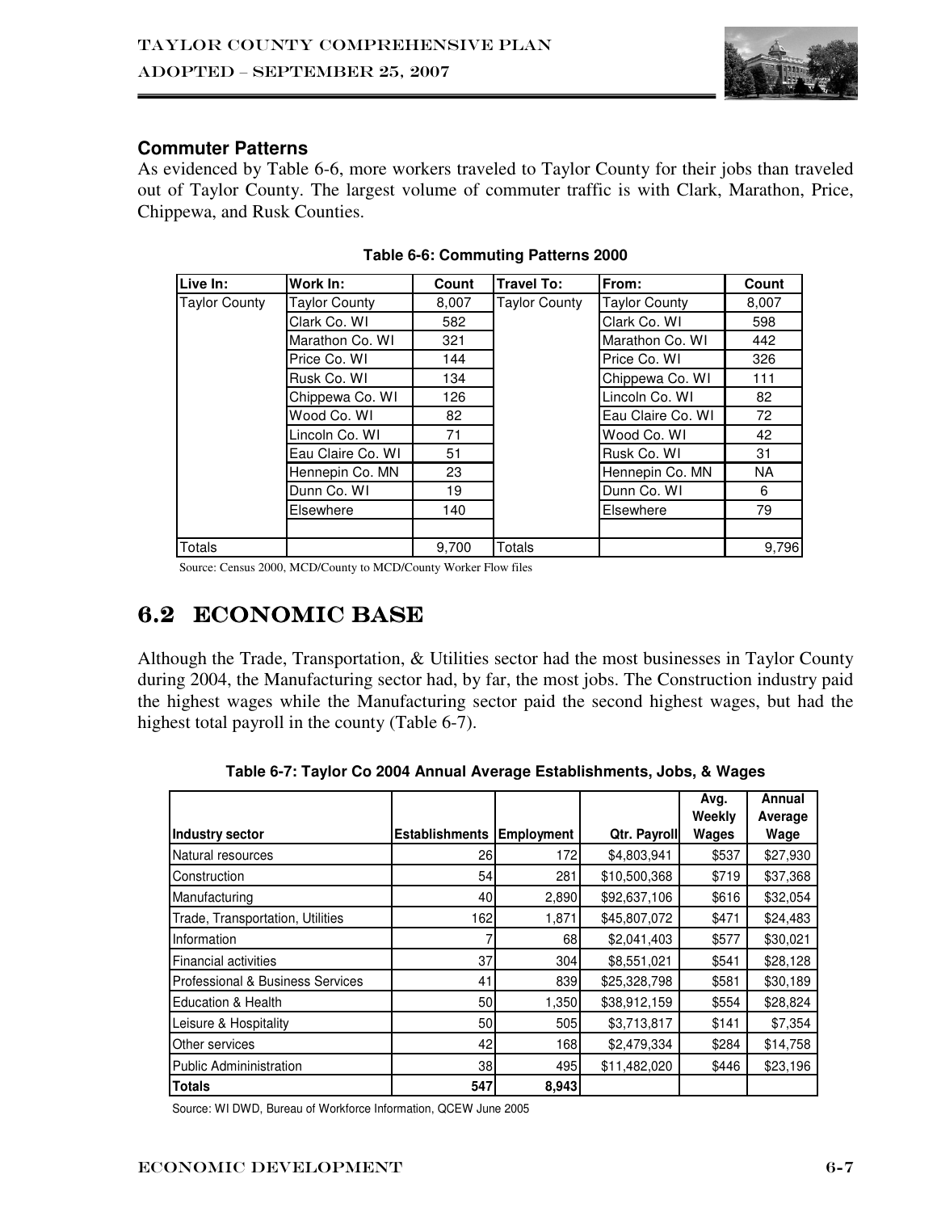### Commuter Patterns

As evidenced by Table 6-6, more workers traveled to Taylor County for their jobs than traveled out of Taylor County. The largest volume of commuter traffic is with Clark, Marathon, Price, Chippewa, and Rusk Counties.

**Table 6-6: Commuting Patterns 2000**

| Live In: | Work In: | Count | Travel To: | From: | Count |
|---|---|---|---|---|---|
| Taylor County | Taylor County | 8,007 | Taylor County | Taylor County | 8,007 |
| | Clark Co. WI | 582 | | Clark Co. WI | 598 |
| | Marathon Co. WI | 321 | | Marathon Co. WI | 442 |
| | Price Co. WI | 144 | | Price Co. WI | 326 |
| | Rusk Co. WI | 134 | | Chippewa Co. WI | 111 |
| | Chippewa Co. WI | 126 | | Lincoln Co. WI | 82 |
| | Wood Co. WI | 82 | | Eau Claire Co. WI | 72 |
| | Lincoln Co. WI | 71 | | Wood Co. WI | 42 |
| | Eau Claire Co. WI | 51 | | Rusk Co. WI | 31 |
| | Hennepin Co. MN | 23 | | Hennepin Co. MN | NA |
| | Dunn Co. WI | 19 | | Dunn Co. WI | 6 |
| | Elsewhere | 140 | | Elsewhere | 79 |
| | | | | | |
| Totals | | 9,700 | Totals | | 9,796 |

Source: Census 2000, MCD/County to MCD/County Worker Flow files

## 6.2 ECONOMIC BASE

Although the Trade, Transportation, & Utilities sector had the most businesses in Taylor County during 2004, the Manufacturing sector had, by far, the most jobs. The Construction industry paid the highest wages while the Manufacturing sector paid the second highest wages, but had the highest total payroll in the county (Table 6-7).

**Table 6-7: Taylor Co 2004 Annual Average Establishments, Jobs, & Wages**

| Industry sector | Establishments | Employment | Qtr. Payroll | Avg. Weekly Wages | Annual Average Wage |
|---|---|---|---|---|---|
| Natural resources | 26 | 172 | $4,803,941 | $537 | $27,930 |
| Construction | 54 | 281 | $10,500,368 | $719 | $37,368 |
| Manufacturing | 40 | 2,890 | $92,637,106 | $616 | $32,054 |
| Trade, Transportation, Utilities | 162 | 1,871 | $45,807,072 | $471 | $24,483 |
| Information | 7 | 68 | $2,041,403 | $577 | $30,021 |
| Financial activities | 37 | 304 | $8,551,021 | $541 | $28,128 |
| Professional & Business Services | 41 | 839 | $25,328,798 | $581 | $30,189 |
| Education & Health | 50 | 1,350 | $38,912,159 | $554 | $28,824 |
| Leisure & Hospitality | 50 | 505 | $3,713,817 | $141 | $7,354 |
| Other services | 42 | 168 | $2,479,334 | $284 | $14,758 |
| Public Admininistration | 38 | 495 | $11,482,020 | $446 | $23,196 |
| **Totals** | **547** | **8,943** | | | |

Source: WI DWD, Bureau of Workforce Information, QCEW June 2005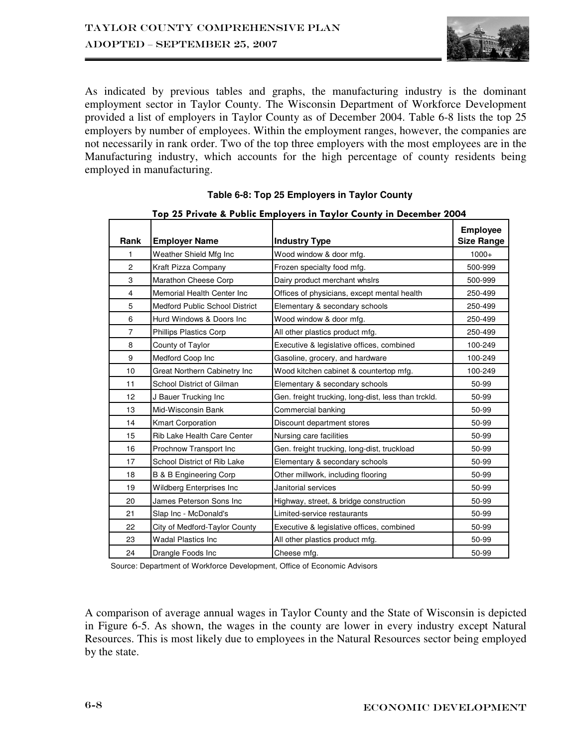As indicated by previous tables and graphs, the manufacturing industry is the dominant employment sector in Taylor County. The Wisconsin Department of Workforce Development provided a list of employers in Taylor County as of December 2004. Table 6-8 lists the top 25 employers by number of employees. Within the employment ranges, however, the companies are not necessarily in rank order. Two of the top three employers with the most employees are in the Manufacturing industry, which accounts for the high percentage of county residents being employed in manufacturing.

**Table 6-8: Top 25 Employers in Taylor County**

**Top 25 Private & Public Employers in Taylor County in December 2004**

| Rank | Employer Name | Industry Type | Employee Size Range |
|---|---|---|---|
| 1 | Weather Shield Mfg Inc | Wood window & door mfg. | 1000+ |
| 2 | Kraft Pizza Company | Frozen specialty food mfg. | 500-999 |
| 3 | Marathon Cheese Corp | Dairy product merchant whslrs | 500-999 |
| 4 | Memorial Health Center Inc | Offices of physicians, except mental health | 250-499 |
| 5 | Medford Public School District | Elementary & secondary schools | 250-499 |
| 6 | Hurd Windows & Doors Inc | Wood window & door mfg. | 250-499 |
| 7 | Phillips Plastics Corp | All other plastics product mfg. | 250-499 |
| 8 | County of Taylor | Executive & legislative offices, combined | 100-249 |
| 9 | Medford Coop Inc | Gasoline, grocery, and hardware | 100-249 |
| 10 | Great Northern Cabinetry Inc | Wood kitchen cabinet & countertop mfg. | 100-249 |
| 11 | School District of Gilman | Elementary & secondary schools | 50-99 |
| 12 | J Bauer Trucking Inc | Gen. freight trucking, long-dist, less than trckld. | 50-99 |
| 13 | Mid-Wisconsin Bank | Commercial banking | 50-99 |
| 14 | Kmart Corporation | Discount department stores | 50-99 |
| 15 | Rib Lake Health Care Center | Nursing care facilities | 50-99 |
| 16 | Prochnow Transport Inc | Gen. freight trucking, long-dist, truckload | 50-99 |
| 17 | School District of Rib Lake | Elementary & secondary schools | 50-99 |
| 18 | B & B Engineering Corp | Other millwork, including flooring | 50-99 |
| 19 | Wildberg Enterprises Inc | Janitorial services | 50-99 |
| 20 | James Peterson Sons Inc | Highway, street, & bridge construction | 50-99 |
| 21 | Slap Inc - McDonald's | Limited-service restaurants | 50-99 |
| 22 | City of Medford-Taylor County | Executive & legislative offices, combined | 50-99 |
| 23 | Wadal Plastics Inc | All other plastics product mfg. | 50-99 |
| 24 | Drangle Foods Inc | Cheese mfg. | 50-99 |

Source: Department of Workforce Development, Office of Economic Advisors

A comparison of average annual wages in Taylor County and the State of Wisconsin is depicted in Figure 6-5. As shown, the wages in the county are lower in every industry except Natural Resources. This is most likely due to employees in the Natural Resources sector being employed by the state.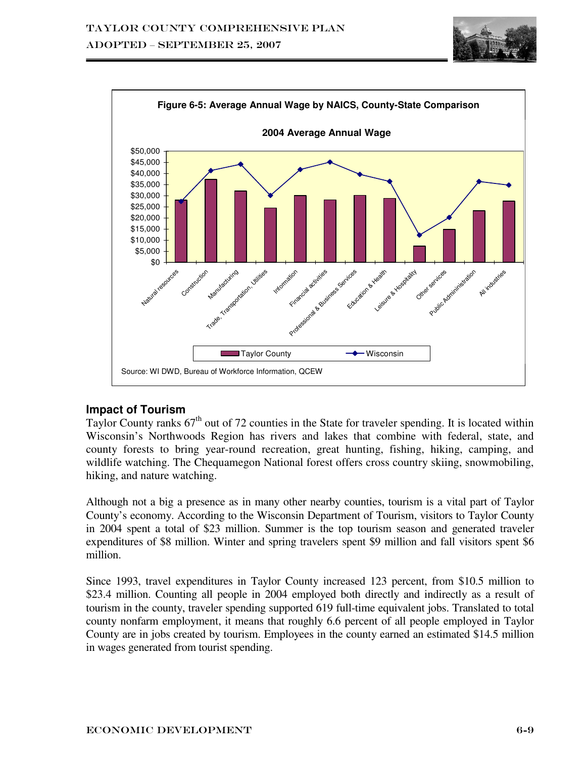**Figure 6-5: Average Annual Wage by NAICS, County-State Comparison**

**2004 Average Annual Wage**

Source: WI DWD, Bureau of Workforce Information, QCEW

## Impact of Tourism

Taylor County ranks 67th out of 72 counties in the State for traveler spending. It is located within Wisconsin's Northwoods Region has rivers and lakes that combine with federal, state, and county forests to bring year-round recreation, great hunting, fishing, hiking, camping, and wildlife watching. The Chequamegon National forest offers cross country skiing, snowmobiling, hiking, and nature watching.

Although not a big a presence as in many other nearby counties, tourism is a vital part of Taylor County's economy. According to the Wisconsin Department of Tourism, visitors to Taylor County in 2004 spent a total of $23 million. Summer is the top tourism season and generated traveler expenditures of $8 million. Winter and spring travelers spent $9 million and fall visitors spent $6 million.

Since 1993, travel expenditures in Taylor County increased 123 percent, from $10.5 million to $23.4 million. Counting all people in 2004 employed both directly and indirectly as a result of tourism in the county, traveler spending supported 619 full-time equivalent jobs. Translated to total county nonfarm employment, it means that roughly 6.6 percent of all people employed in Taylor County are in jobs created by tourism. Employees in the county earned an estimated $14.5 million in wages generated from tourist spending.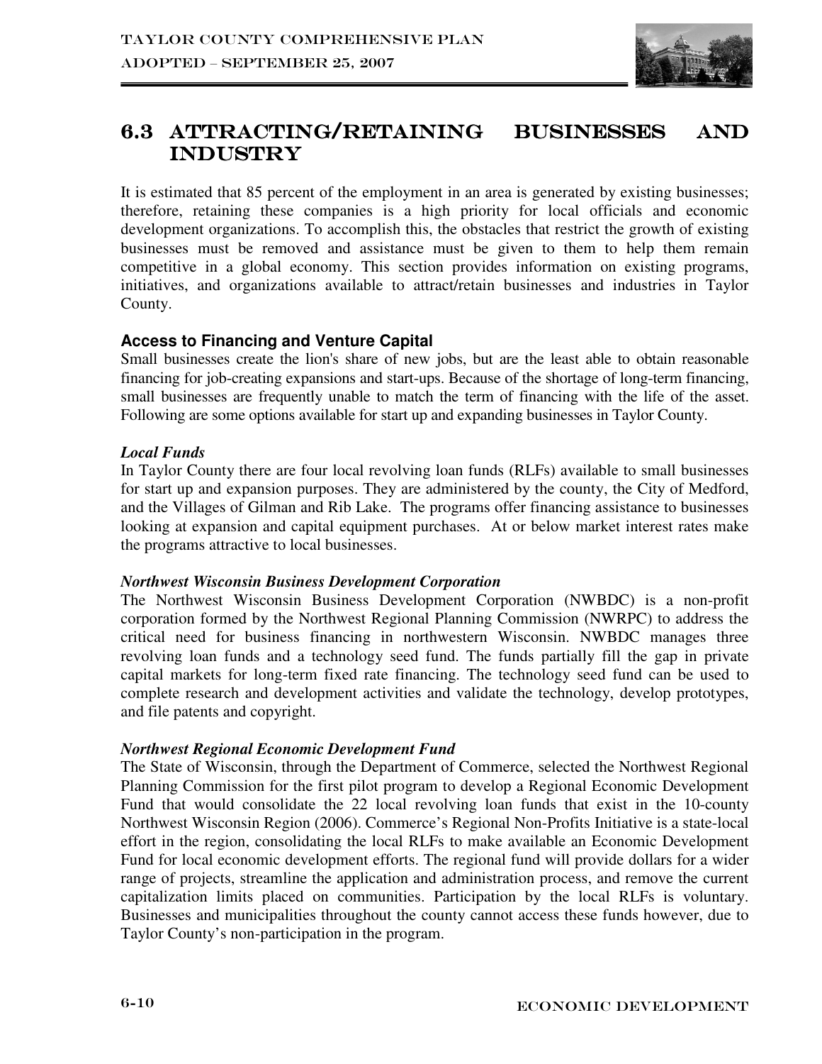## 6.3 ATTRACTING/RETAINING BUSINESSES AND INDUSTRY

It is estimated that 85 percent of the employment in an area is generated by existing businesses; therefore, retaining these companies is a high priority for local officials and economic development organizations. To accomplish this, the obstacles that restrict the growth of existing businesses must be removed and assistance must be given to them to help them remain competitive in a global economy. This section provides information on existing programs, initiatives, and organizations available to attract/retain businesses and industries in Taylor County.

### Access to Financing and Venture Capital

Small businesses create the lion's share of new jobs, but are the least able to obtain reasonable financing for job-creating expansions and start-ups. Because of the shortage of long-term financing, small businesses are frequently unable to match the term of financing with the life of the asset. Following are some options available for start up and expanding businesses in Taylor County.

***Local Funds***

In Taylor County there are four local revolving loan funds (RLFs) available to small businesses for start up and expansion purposes. They are administered by the county, the City of Medford, and the Villages of Gilman and Rib Lake. The programs offer financing assistance to businesses looking at expansion and capital equipment purchases. At or below market interest rates make the programs attractive to local businesses.

***Northwest Wisconsin Business Development Corporation***

The Northwest Wisconsin Business Development Corporation (NWBDC) is a non-profit corporation formed by the Northwest Regional Planning Commission (NWRPC) to address the critical need for business financing in northwestern Wisconsin. NWBDC manages three revolving loan funds and a technology seed fund. The funds partially fill the gap in private capital markets for long-term fixed rate financing. The technology seed fund can be used to complete research and development activities and validate the technology, develop prototypes, and file patents and copyright.

***Northwest Regional Economic Development Fund***

The State of Wisconsin, through the Department of Commerce, selected the Northwest Regional Planning Commission for the first pilot program to develop a Regional Economic Development Fund that would consolidate the 22 local revolving loan funds that exist in the 10-county Northwest Wisconsin Region (2006). Commerce's Regional Non-Profits Initiative is a state-local effort in the region, consolidating the local RLFs to make available an Economic Development Fund for local economic development efforts. The regional fund will provide dollars for a wider range of projects, streamline the application and administration process, and remove the current capitalization limits placed on communities. Participation by the local RLFs is voluntary. Businesses and municipalities throughout the county cannot access these funds however, due to Taylor County's non-participation in the program.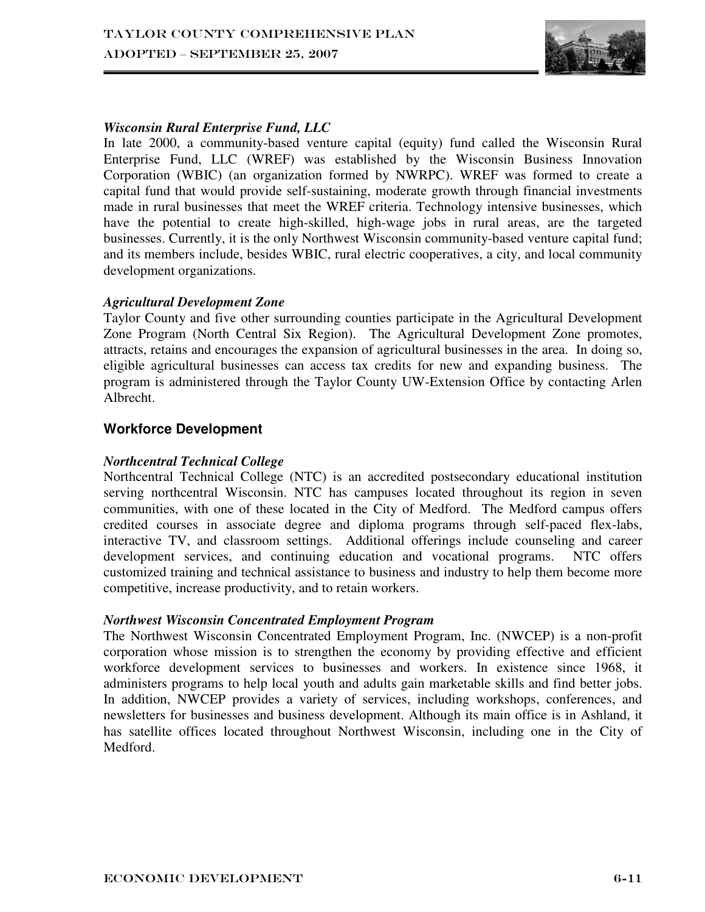***Wisconsin Rural Enterprise Fund, LLC***

In late 2000, a community-based venture capital (equity) fund called the Wisconsin Rural Enterprise Fund, LLC (WREF) was established by the Wisconsin Business Innovation Corporation (WBIC) (an organization formed by NWRPC). WREF was formed to create a capital fund that would provide self-sustaining, moderate growth through financial investments made in rural businesses that meet the WREF criteria. Technology intensive businesses, which have the potential to create high-skilled, high-wage jobs in rural areas, are the targeted businesses. Currently, it is the only Northwest Wisconsin community-based venture capital fund; and its members include, besides WBIC, rural electric cooperatives, a city, and local community development organizations.

***Agricultural Development Zone***

Taylor County and five other surrounding counties participate in the Agricultural Development Zone Program (North Central Six Region). The Agricultural Development Zone promotes, attracts, retains and encourages the expansion of agricultural businesses in the area. In doing so, eligible agricultural businesses can access tax credits for new and expanding business. The program is administered through the Taylor County UW-Extension Office by contacting Arlen Albrecht.

## Workforce Development

***Northcentral Technical College***

Northcentral Technical College (NTC) is an accredited postsecondary educational institution serving northcentral Wisconsin. NTC has campuses located throughout its region in seven communities, with one of these located in the City of Medford. The Medford campus offers credited courses in associate degree and diploma programs through self-paced flex-labs, interactive TV, and classroom settings. Additional offerings include counseling and career development services, and continuing education and vocational programs. NTC offers customized training and technical assistance to business and industry to help them become more competitive, increase productivity, and to retain workers.

***Northwest Wisconsin Concentrated Employment Program***

The Northwest Wisconsin Concentrated Employment Program, Inc. (NWCEP) is a non-profit corporation whose mission is to strengthen the economy by providing effective and efficient workforce development services to businesses and workers. In existence since 1968, it administers programs to help local youth and adults gain marketable skills and find better jobs. In addition, NWCEP provides a variety of services, including workshops, conferences, and newsletters for businesses and business development. Although its main office is in Ashland, it has satellite offices located throughout Northwest Wisconsin, including one in the City of Medford.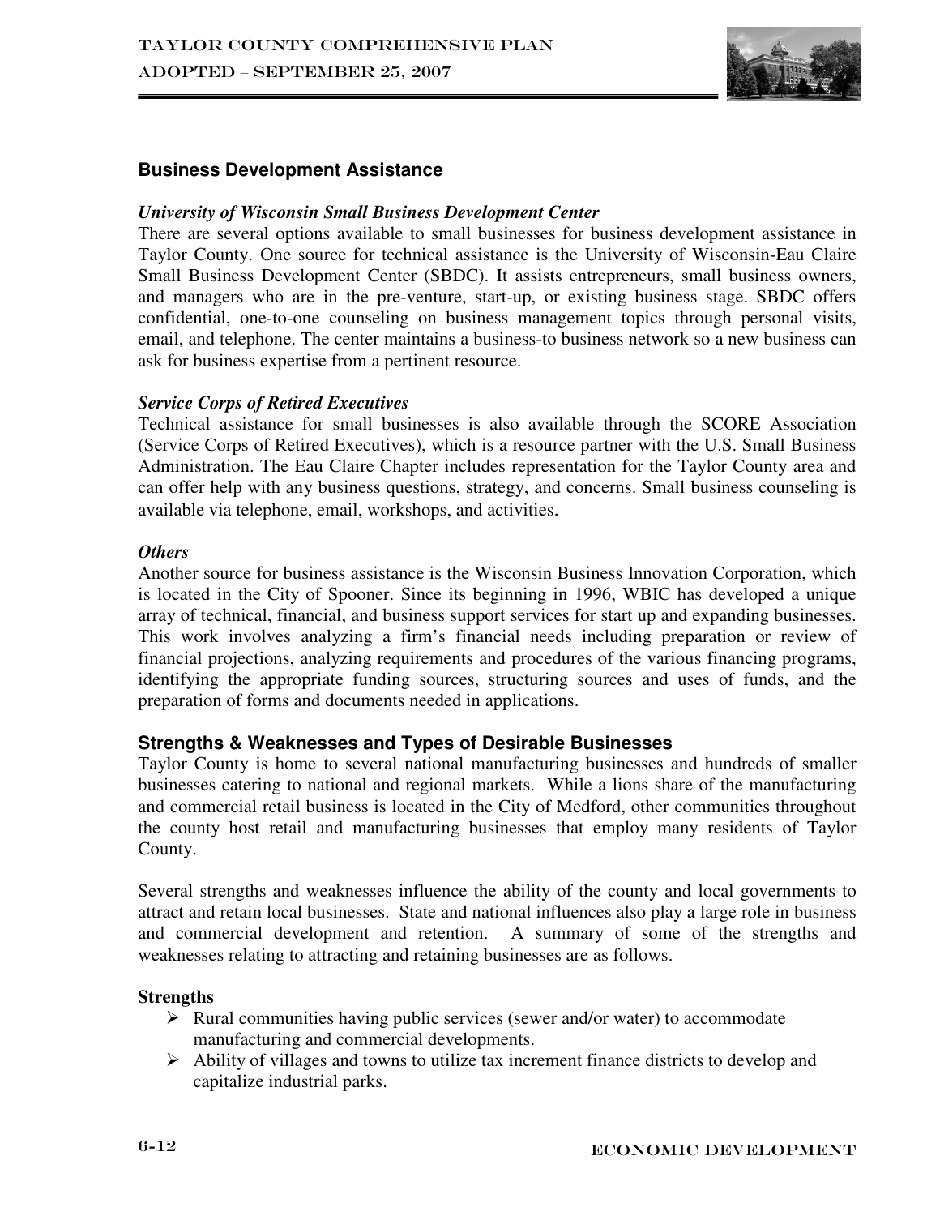### Business Development Assistance

#### *University of Wisconsin Small Business Development Center*

There are several options available to small businesses for business development assistance in Taylor County. One source for technical assistance is the University of Wisconsin-Eau Claire Small Business Development Center (SBDC). It assists entrepreneurs, small business owners, and managers who are in the pre-venture, start-up, or existing business stage. SBDC offers confidential, one-to-one counseling on business management topics through personal visits, email, and telephone. The center maintains a business-to business network so a new business can ask for business expertise from a pertinent resource.

#### *Service Corps of Retired Executives*

Technical assistance for small businesses is also available through the SCORE Association (Service Corps of Retired Executives), which is a resource partner with the U.S. Small Business Administration. The Eau Claire Chapter includes representation for the Taylor County area and can offer help with any business questions, strategy, and concerns. Small business counseling is available via telephone, email, workshops, and activities.

#### *Others*

Another source for business assistance is the Wisconsin Business Innovation Corporation, which is located in the City of Spooner. Since its beginning in 1996, WBIC has developed a unique array of technical, financial, and business support services for start up and expanding businesses. This work involves analyzing a firm's financial needs including preparation or review of financial projections, analyzing requirements and procedures of the various financing programs, identifying the appropriate funding sources, structuring sources and uses of funds, and the preparation of forms and documents needed in applications.

### Strengths & Weaknesses and Types of Desirable Businesses

Taylor County is home to several national manufacturing businesses and hundreds of smaller businesses catering to national and regional markets. While a lions share of the manufacturing and commercial retail business is located in the City of Medford, other communities throughout the county host retail and manufacturing businesses that employ many residents of Taylor County.

Several strengths and weaknesses influence the ability of the county and local governments to attract and retain local businesses. State and national influences also play a large role in business and commercial development and retention. A summary of some of the strengths and weaknesses relating to attracting and retaining businesses are as follows.

**Strengths**

- Rural communities having public services (sewer and/or water) to accommodate manufacturing and commercial developments.
- Ability of villages and towns to utilize tax increment finance districts to develop and capitalize industrial parks.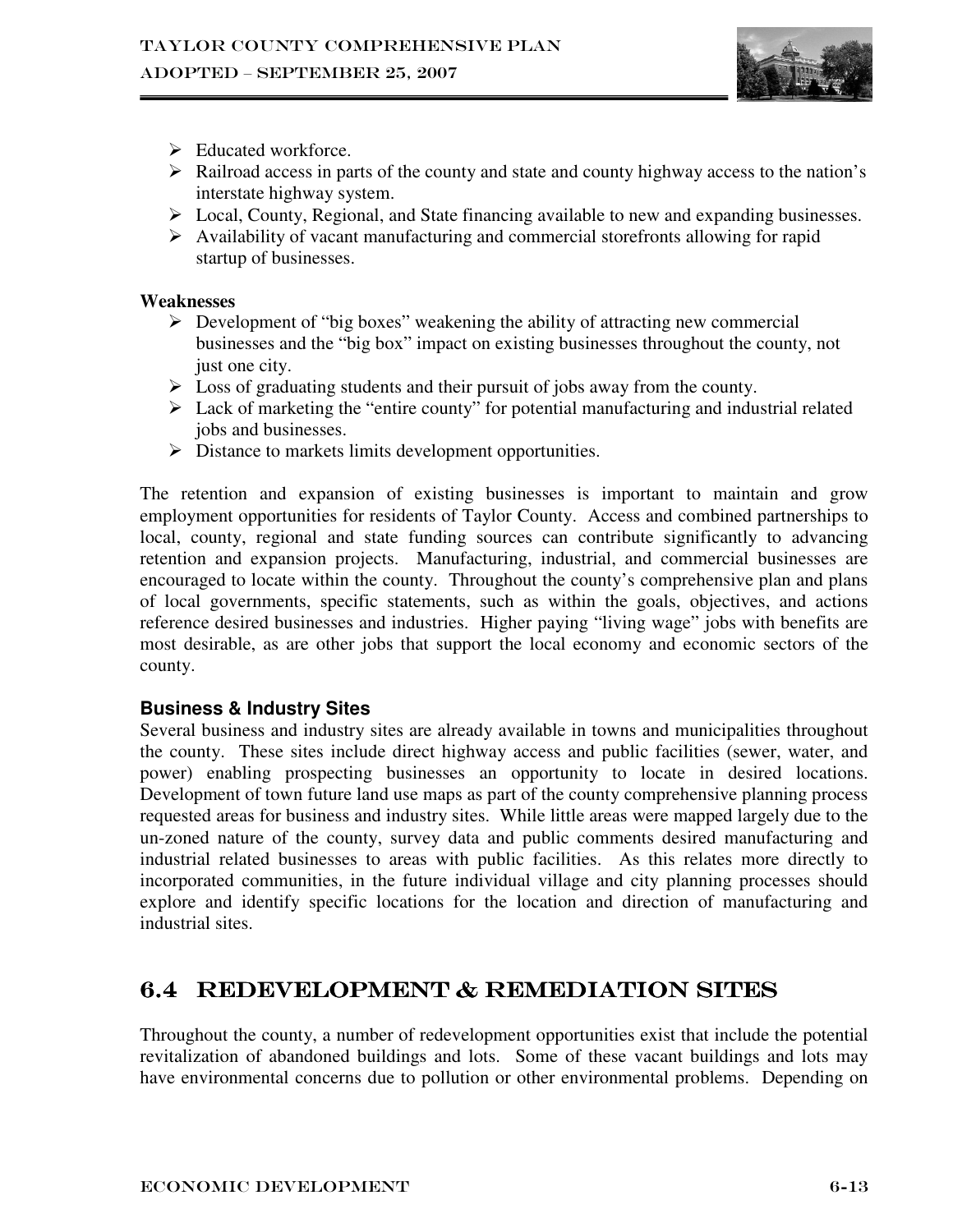- Educated workforce.
- Railroad access in parts of the county and state and county highway access to the nation's interstate highway system.
- Local, County, Regional, and State financing available to new and expanding businesses.
- Availability of vacant manufacturing and commercial storefronts allowing for rapid startup of businesses.

**Weaknesses**

- Development of "big boxes" weakening the ability of attracting new commercial businesses and the "big box" impact on existing businesses throughout the county, not just one city.
- Loss of graduating students and their pursuit of jobs away from the county.
- Lack of marketing the "entire county" for potential manufacturing and industrial related jobs and businesses.
- Distance to markets limits development opportunities.

The retention and expansion of existing businesses is important to maintain and grow employment opportunities for residents of Taylor County. Access and combined partnerships to local, county, regional and state funding sources can contribute significantly to advancing retention and expansion projects. Manufacturing, industrial, and commercial businesses are encouraged to locate within the county. Throughout the county's comprehensive plan and plans of local governments, specific statements, such as within the goals, objectives, and actions reference desired businesses and industries. Higher paying "living wage" jobs with benefits are most desirable, as are other jobs that support the local economy and economic sectors of the county.

### Business & Industry Sites

Several business and industry sites are already available in towns and municipalities throughout the county. These sites include direct highway access and public facilities (sewer, water, and power) enabling prospecting businesses an opportunity to locate in desired locations. Development of town future land use maps as part of the county comprehensive planning process requested areas for business and industry sites. While little areas were mapped largely due to the un-zoned nature of the county, survey data and public comments desired manufacturing and industrial related businesses to areas with public facilities. As this relates more directly to incorporated communities, in the future individual village and city planning processes should explore and identify specific locations for the location and direction of manufacturing and industrial sites.

## 6.4 Redevelopment & Remediation Sites

Throughout the county, a number of redevelopment opportunities exist that include the potential revitalization of abandoned buildings and lots. Some of these vacant buildings and lots may have environmental concerns due to pollution or other environmental problems. Depending on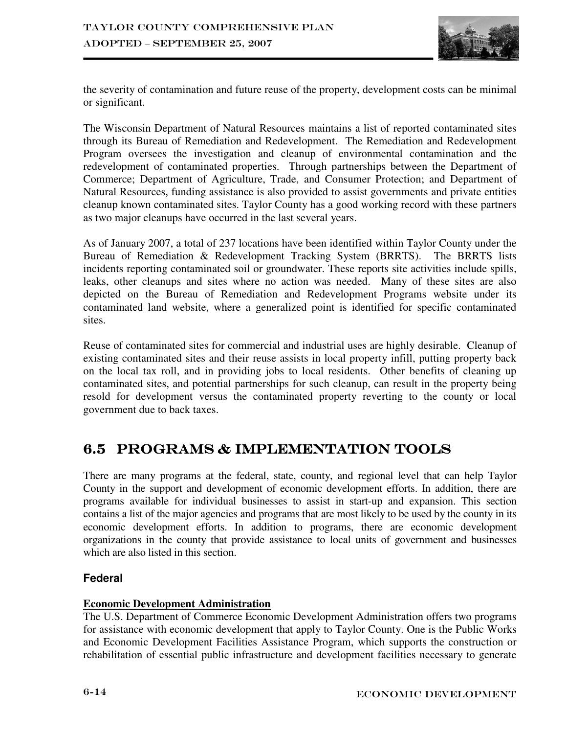the severity of contamination and future reuse of the property, development costs can be minimal or significant.

The Wisconsin Department of Natural Resources maintains a list of reported contaminated sites through its Bureau of Remediation and Redevelopment. The Remediation and Redevelopment Program oversees the investigation and cleanup of environmental contamination and the redevelopment of contaminated properties. Through partnerships between the Department of Commerce; Department of Agriculture, Trade, and Consumer Protection; and Department of Natural Resources, funding assistance is also provided to assist governments and private entities cleanup known contaminated sites. Taylor County has a good working record with these partners as two major cleanups have occurred in the last several years.

As of January 2007, a total of 237 locations have been identified within Taylor County under the Bureau of Remediation & Redevelopment Tracking System (BRRTS). The BRRTS lists incidents reporting contaminated soil or groundwater. These reports site activities include spills, leaks, other cleanups and sites where no action was needed. Many of these sites are also depicted on the Bureau of Remediation and Redevelopment Programs website under its contaminated land website, where a generalized point is identified for specific contaminated sites.

Reuse of contaminated sites for commercial and industrial uses are highly desirable. Cleanup of existing contaminated sites and their reuse assists in local property infill, putting property back on the local tax roll, and in providing jobs to local residents. Other benefits of cleaning up contaminated sites, and potential partnerships for such cleanup, can result in the property being resold for development versus the contaminated property reverting to the county or local government due to back taxes.

## 6.5 PROGRAMS & IMPLEMENTATION TOOLS

There are many programs at the federal, state, county, and regional level that can help Taylor County in the support and development of economic development efforts. In addition, there are programs available for individual businesses to assist in start-up and expansion. This section contains a list of the major agencies and programs that are most likely to be used by the county in its economic development efforts. In addition to programs, there are economic development organizations in the county that provide assistance to local units of government and businesses which are also listed in this section.

### Federal

**Economic Development Administration**

The U.S. Department of Commerce Economic Development Administration offers two programs for assistance with economic development that apply to Taylor County. One is the Public Works and Economic Development Facilities Assistance Program, which supports the construction or rehabilitation of essential public infrastructure and development facilities necessary to generate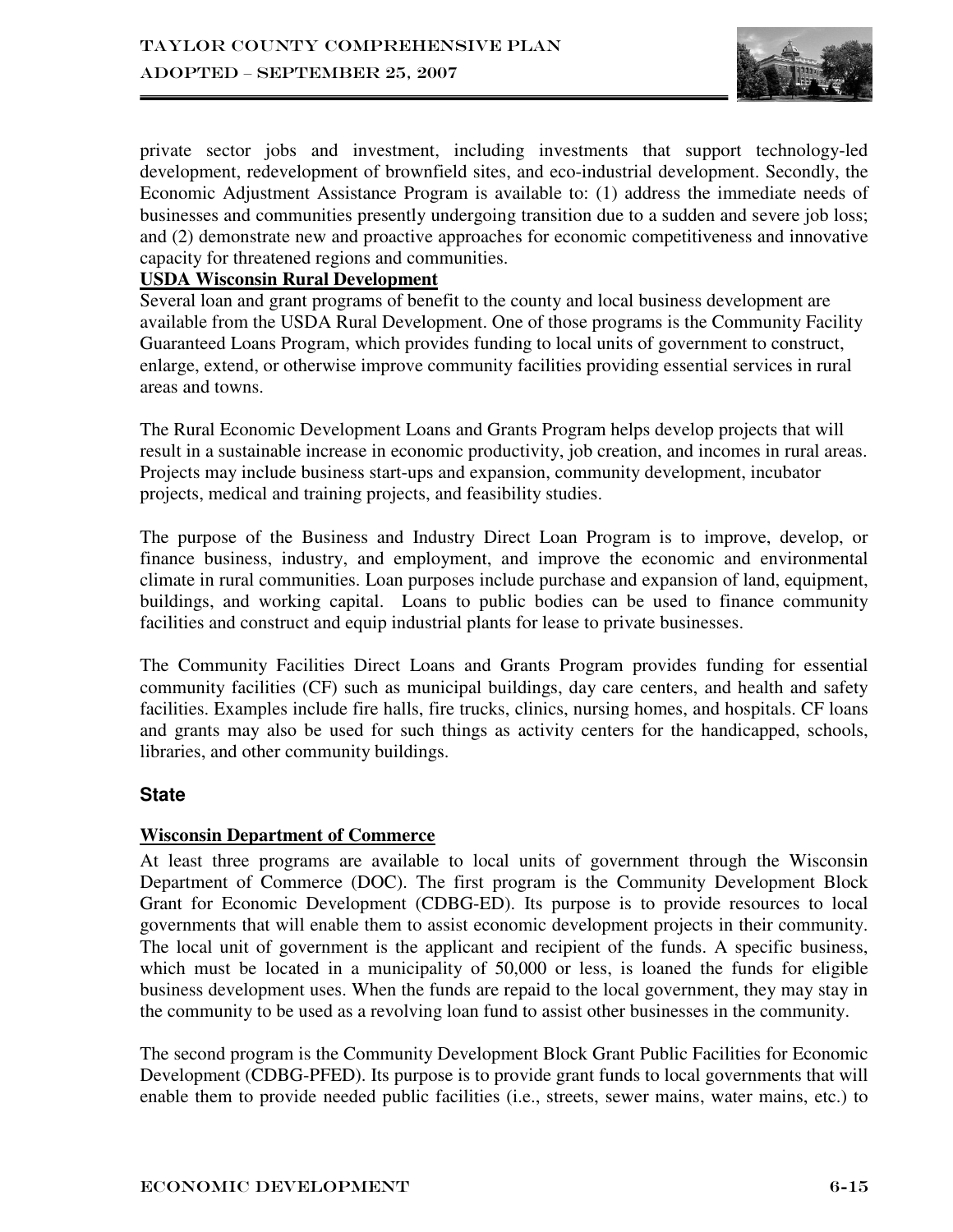private sector jobs and investment, including investments that support technology-led development, redevelopment of brownfield sites, and eco-industrial development. Secondly, the Economic Adjustment Assistance Program is available to: (1) address the immediate needs of businesses and communities presently undergoing transition due to a sudden and severe job loss; and (2) demonstrate new and proactive approaches for economic competitiveness and innovative capacity for threatened regions and communities.

**USDA Wisconsin Rural Development**

Several loan and grant programs of benefit to the county and local business development are available from the USDA Rural Development. One of those programs is the Community Facility Guaranteed Loans Program, which provides funding to local units of government to construct, enlarge, extend, or otherwise improve community facilities providing essential services in rural areas and towns.

The Rural Economic Development Loans and Grants Program helps develop projects that will result in a sustainable increase in economic productivity, job creation, and incomes in rural areas. Projects may include business start-ups and expansion, community development, incubator projects, medical and training projects, and feasibility studies.

The purpose of the Business and Industry Direct Loan Program is to improve, develop, or finance business, industry, and employment, and improve the economic and environmental climate in rural communities. Loan purposes include purchase and expansion of land, equipment, buildings, and working capital. Loans to public bodies can be used to finance community facilities and construct and equip industrial plants for lease to private businesses.

The Community Facilities Direct Loans and Grants Program provides funding for essential community facilities (CF) such as municipal buildings, day care centers, and health and safety facilities. Examples include fire halls, fire trucks, clinics, nursing homes, and hospitals. CF loans and grants may also be used for such things as activity centers for the handicapped, schools, libraries, and other community buildings.

### State

**Wisconsin Department of Commerce**

At least three programs are available to local units of government through the Wisconsin Department of Commerce (DOC). The first program is the Community Development Block Grant for Economic Development (CDBG-ED). Its purpose is to provide resources to local governments that will enable them to assist economic development projects in their community. The local unit of government is the applicant and recipient of the funds. A specific business, which must be located in a municipality of 50,000 or less, is loaned the funds for eligible business development uses. When the funds are repaid to the local government, they may stay in the community to be used as a revolving loan fund to assist other businesses in the community.

The second program is the Community Development Block Grant Public Facilities for Economic Development (CDBG-PFED). Its purpose is to provide grant funds to local governments that will enable them to provide needed public facilities (i.e., streets, sewer mains, water mains, etc.) to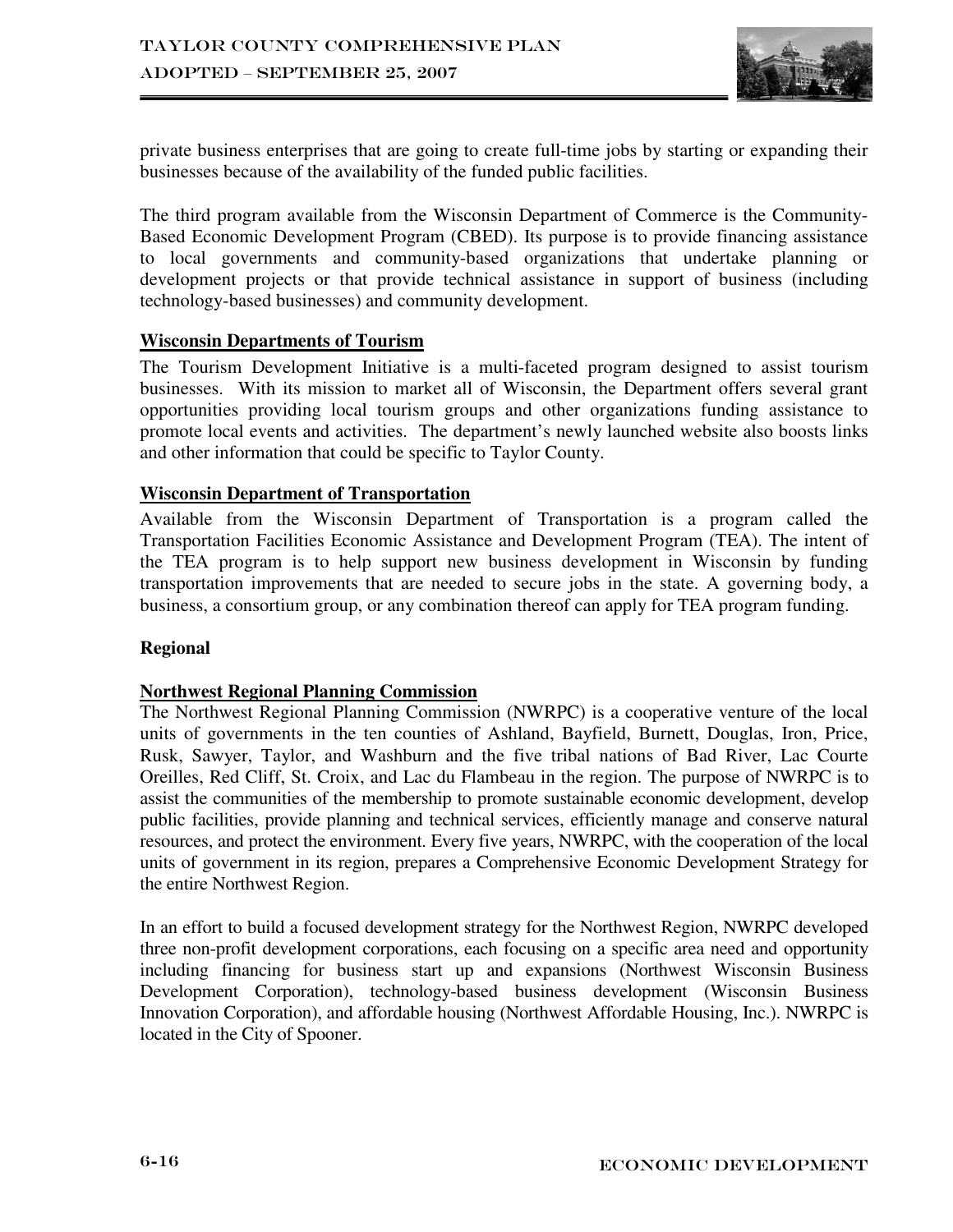private business enterprises that are going to create full-time jobs by starting or expanding their businesses because of the availability of the funded public facilities.

The third program available from the Wisconsin Department of Commerce is the Community-Based Economic Development Program (CBED). Its purpose is to provide financing assistance to local governments and community-based organizations that undertake planning or development projects or that provide technical assistance in support of business (including technology-based businesses) and community development.

**Wisconsin Departments of Tourism**

The Tourism Development Initiative is a multi-faceted program designed to assist tourism businesses. With its mission to market all of Wisconsin, the Department offers several grant opportunities providing local tourism groups and other organizations funding assistance to promote local events and activities. The department's newly launched website also boosts links and other information that could be specific to Taylor County.

**Wisconsin Department of Transportation**

Available from the Wisconsin Department of Transportation is a program called the Transportation Facilities Economic Assistance and Development Program (TEA). The intent of the TEA program is to help support new business development in Wisconsin by funding transportation improvements that are needed to secure jobs in the state. A governing body, a business, a consortium group, or any combination thereof can apply for TEA program funding.

**Regional**

**Northwest Regional Planning Commission**

The Northwest Regional Planning Commission (NWRPC) is a cooperative venture of the local units of governments in the ten counties of Ashland, Bayfield, Burnett, Douglas, Iron, Price, Rusk, Sawyer, Taylor, and Washburn and the five tribal nations of Bad River, Lac Courte Oreilles, Red Cliff, St. Croix, and Lac du Flambeau in the region. The purpose of NWRPC is to assist the communities of the membership to promote sustainable economic development, develop public facilities, provide planning and technical services, efficiently manage and conserve natural resources, and protect the environment. Every five years, NWRPC, with the cooperation of the local units of government in its region, prepares a Comprehensive Economic Development Strategy for the entire Northwest Region.

In an effort to build a focused development strategy for the Northwest Region, NWRPC developed three non-profit development corporations, each focusing on a specific area need and opportunity including financing for business start up and expansions (Northwest Wisconsin Business Development Corporation), technology-based business development (Wisconsin Business Innovation Corporation), and affordable housing (Northwest Affordable Housing, Inc.). NWRPC is located in the City of Spooner.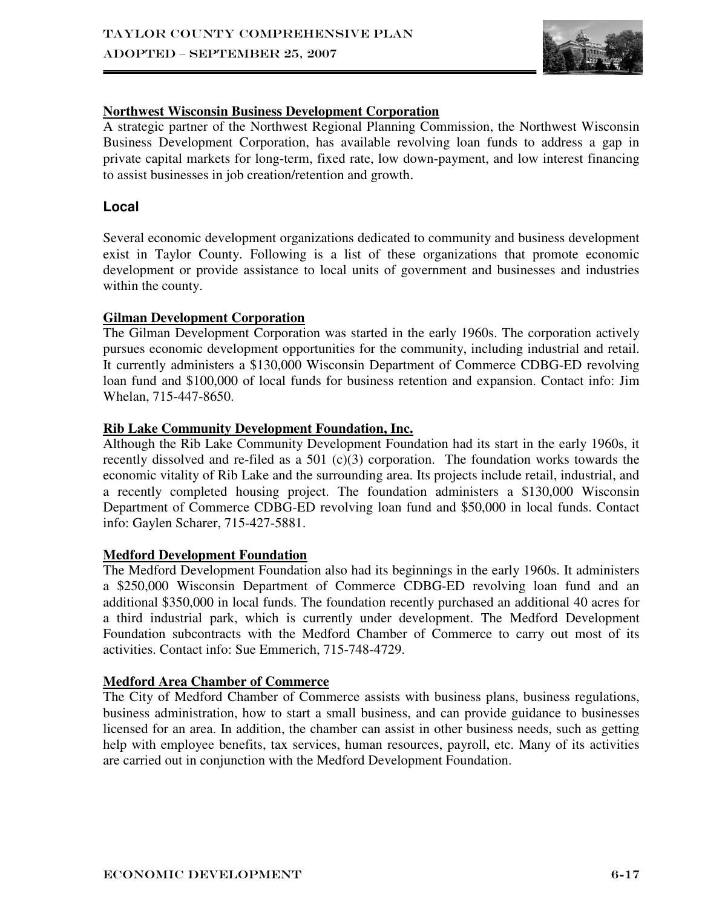**Northwest Wisconsin Business Development Corporation**

A strategic partner of the Northwest Regional Planning Commission, the Northwest Wisconsin Business Development Corporation, has available revolving loan funds to address a gap in private capital markets for long-term, fixed rate, low down-payment, and low interest financing to assist businesses in job creation/retention and growth.

### Local

Several economic development organizations dedicated to community and business development exist in Taylor County. Following is a list of these organizations that promote economic development or provide assistance to local units of government and businesses and industries within the county.

**Gilman Development Corporation**

The Gilman Development Corporation was started in the early 1960s. The corporation actively pursues economic development opportunities for the community, including industrial and retail. It currently administers a $130,000 Wisconsin Department of Commerce CDBG-ED revolving loan fund and $100,000 of local funds for business retention and expansion. Contact info: Jim Whelan, 715-447-8650.

**Rib Lake Community Development Foundation, Inc.**

Although the Rib Lake Community Development Foundation had its start in the early 1960s, it recently dissolved and re-filed as a 501 (c)(3) corporation. The foundation works towards the economic vitality of Rib Lake and the surrounding area. Its projects include retail, industrial, and a recently completed housing project. The foundation administers a $130,000 Wisconsin Department of Commerce CDBG-ED revolving loan fund and $50,000 in local funds. Contact info: Gaylen Scharer, 715-427-5881.

**Medford Development Foundation**

The Medford Development Foundation also had its beginnings in the early 1960s. It administers a $250,000 Wisconsin Department of Commerce CDBG-ED revolving loan fund and an additional $350,000 in local funds. The foundation recently purchased an additional 40 acres for a third industrial park, which is currently under development. The Medford Development Foundation subcontracts with the Medford Chamber of Commerce to carry out most of its activities. Contact info: Sue Emmerich, 715-748-4729.

**Medford Area Chamber of Commerce**

The City of Medford Chamber of Commerce assists with business plans, business regulations, business administration, how to start a small business, and can provide guidance to businesses licensed for an area. In addition, the chamber can assist in other business needs, such as getting help with employee benefits, tax services, human resources, payroll, etc. Many of its activities are carried out in conjunction with the Medford Development Foundation.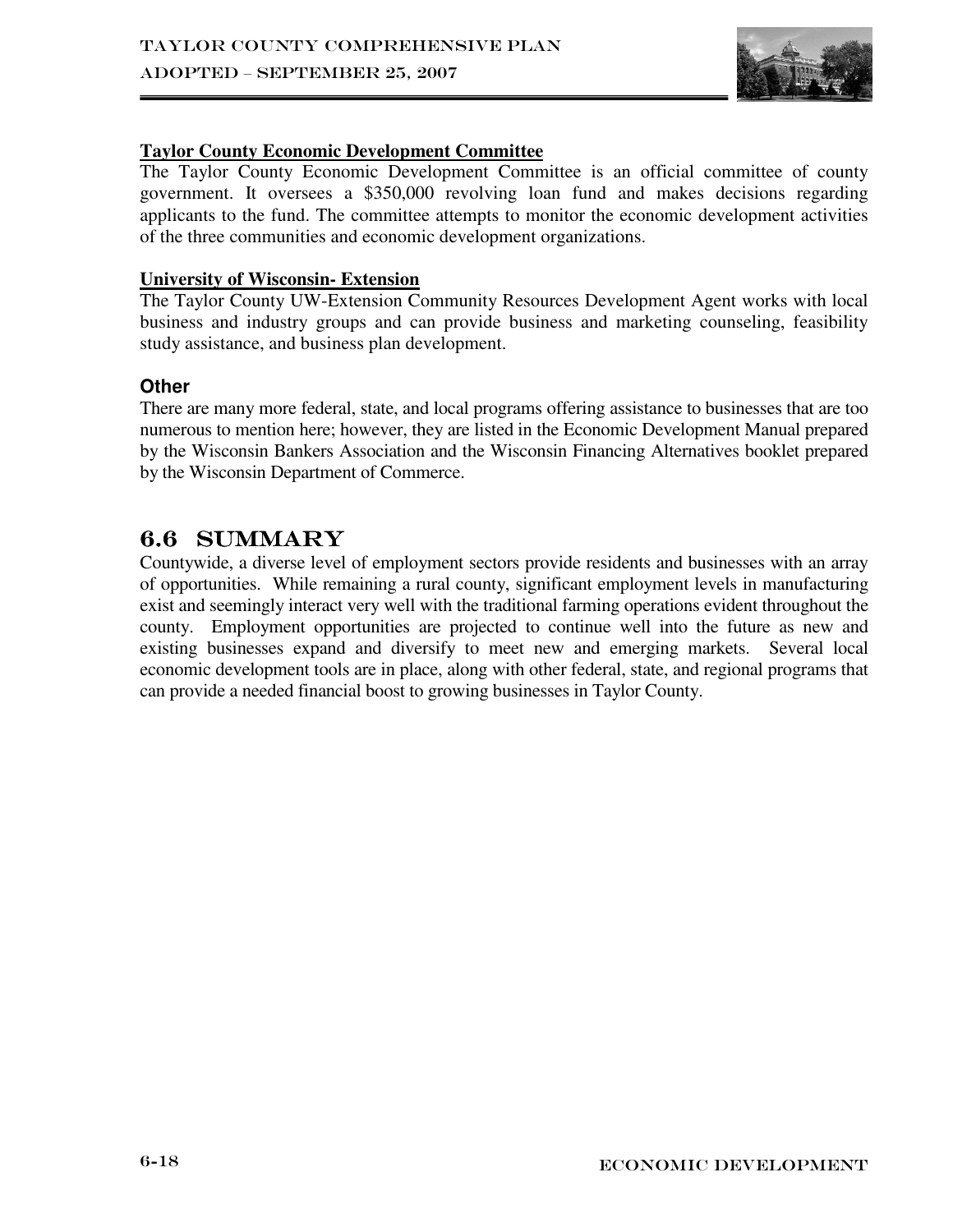**Taylor County Economic Development Committee**

The Taylor County Economic Development Committee is an official committee of county government. It oversees a $350,000 revolving loan fund and makes decisions regarding applicants to the fund. The committee attempts to monitor the economic development activities of the three communities and economic development organizations.

**University of Wisconsin- Extension**

The Taylor County UW-Extension Community Resources Development Agent works with local business and industry groups and can provide business and marketing counseling, feasibility study assistance, and business plan development.

### Other

There are many more federal, state, and local programs offering assistance to businesses that are too numerous to mention here; however, they are listed in the Economic Development Manual prepared by the Wisconsin Bankers Association and the Wisconsin Financing Alternatives booklet prepared by the Wisconsin Department of Commerce.

## 6.6 SUMMARY

Countywide, a diverse level of employment sectors provide residents and businesses with an array of opportunities. While remaining a rural county, significant employment levels in manufacturing exist and seemingly interact very well with the traditional farming operations evident throughout the county. Employment opportunities are projected to continue well into the future as new and existing businesses expand and diversify to meet new and emerging markets. Several local economic development tools are in place, along with other federal, state, and regional programs that can provide a needed financial boost to growing businesses in Taylor County.